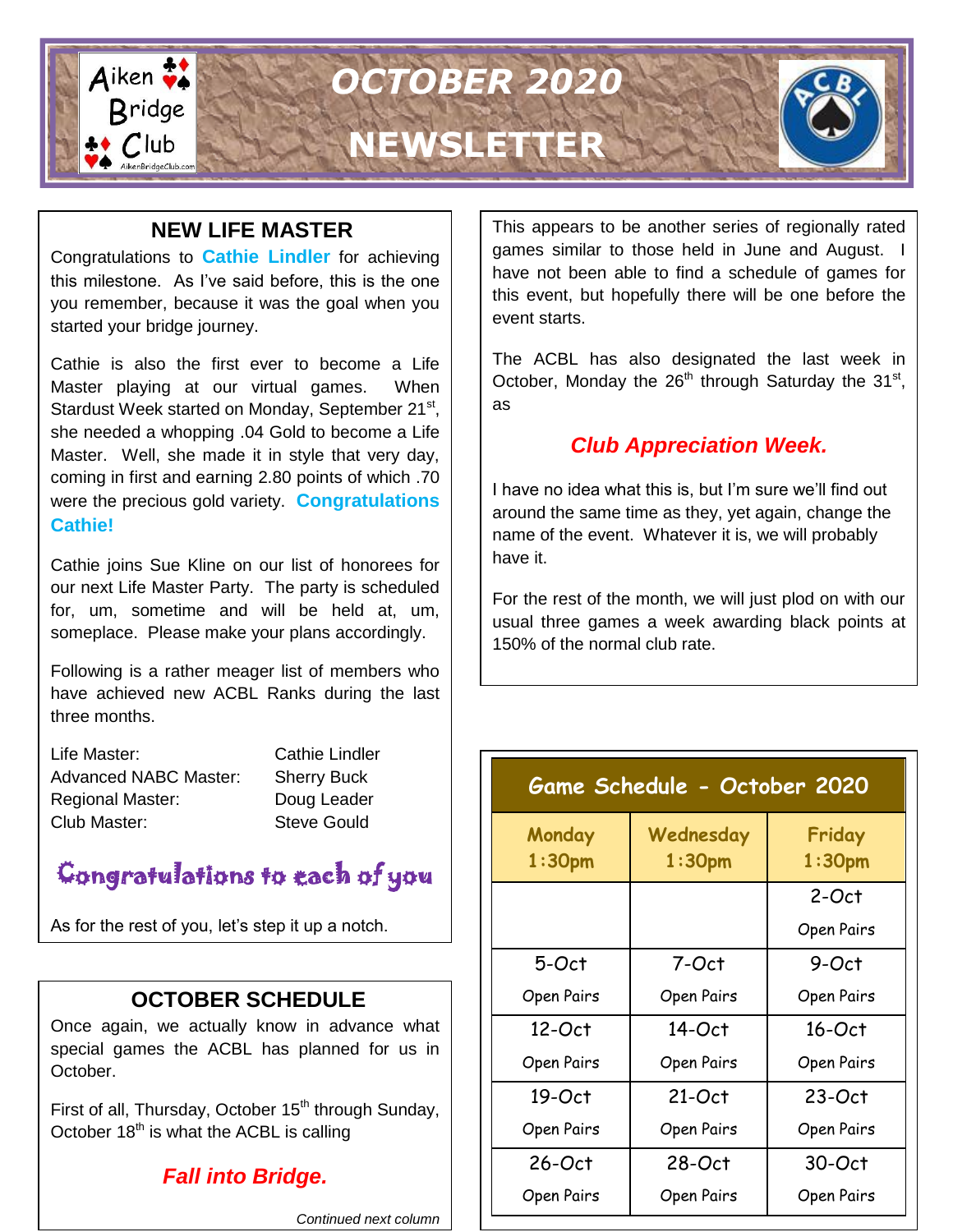# OCTOBER 2020 NEWSLETTER

## NEW LIFE MASTER

Congratulations to **Cathie Lindler** for achieving this milestone. As I've said before, this is the one you remember, because it was the goal when you started your bridge journey.

Cathie is also the first ever to become a Life Master playing at our virtual games. When Stardust Week started on Monday, September 21st, she needed a whopping .04 Gold to become a Life Master. Well, she made it in style that very day, coming in first and earning 2.80 points of which .70 were the precious gold variety. **Congratulations Cathie!**

Cathie joins Sue Kline on our list of honorees for our next Life Master Party. The party is scheduled for, um, sometime and will be held at, um, someplace. Please make your plans accordingly.

Following is a rather meager list of members who have achieved new ACBL Ranks during the last three months.

| | |
|---|---|
| Life Master: | Cathie Lindler |
| Advanced NABC Master: | Sherry Buck |
| Regional Master: | Doug Leader |
| Club Master: | Steve Gould |

**Congratulations to each of you**

As for the rest of you, let's step it up a notch.

## OCTOBER SCHEDULE

Once again, we actually know in advance what special games the ACBL has planned for us in October.

First of all, Thursday, October 15th through Sunday, October 18th is what the ACBL is calling

***Fall into Bridge.***

This appears to be another series of regionally rated games similar to those held in June and August. I have not been able to find a schedule of games for this event, but hopefully there will be one before the event starts.

The ACBL has also designated the last week in October, Monday the 26th through Saturday the 31st, as

***Club Appreciation Week.***

I have no idea what this is, but I'm sure we'll find out around the same time as they, yet again, change the name of the event. Whatever it is, we will probably have it.

For the rest of the month, we will just plod on with our usual three games a week awarding black points at 150% of the normal club rate.

**Game Schedule - October 2020**

| Monday 1:30pm | Wednesday 1:30pm | Friday 1:30pm |
|---|---|---|
| | | 2-Oct Open Pairs |
| 5-Oct Open Pairs | 7-Oct Open Pairs | 9-Oct Open Pairs |
| 12-Oct Open Pairs | 14-Oct Open Pairs | 16-Oct Open Pairs |
| 19-Oct Open Pairs | 21-Oct Open Pairs | 23-Oct Open Pairs |
| 26-Oct Open Pairs | 28-Oct Open Pairs | 30-Oct Open Pairs |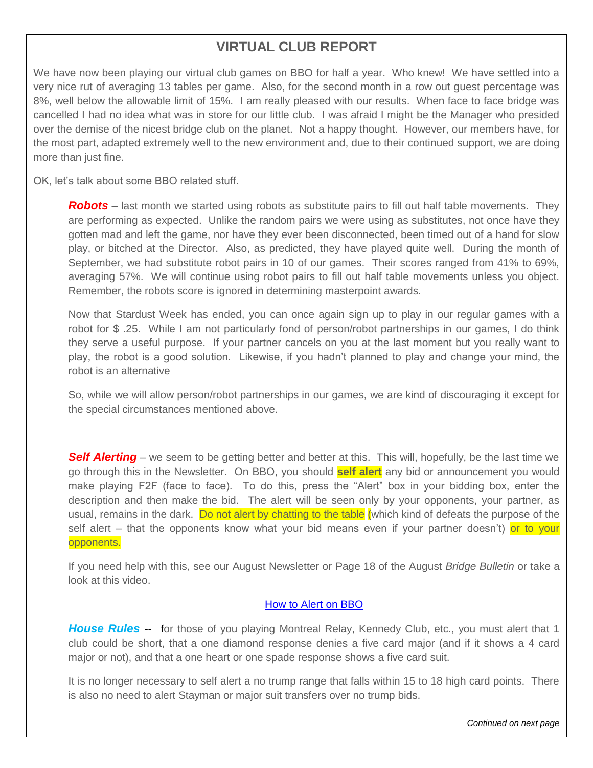## VIRTUAL CLUB REPORT

We have now been playing our virtual club games on BBO for half a year. Who knew! We have settled into a very nice rut of averaging 13 tables per game. Also, for the second month in a row out guest percentage was 8%, well below the allowable limit of 15%. I am really pleased with our results. When face to face bridge was cancelled I had no idea what was in store for our little club. I was afraid I might be the Manager who presided over the demise of the nicest bridge club on the planet. Not a happy thought. However, our members have, for the most part, adapted extremely well to the new environment and, due to their continued support, we are doing more than just fine.

OK, let's talk about some BBO related stuff.

***Robots*** – last month we started using robots as substitute pairs to fill out half table movements. They are performing as expected. Unlike the random pairs we were using as substitutes, not once have they gotten mad and left the game, nor have they ever been disconnected, been timed out of a hand for slow play, or bitched at the Director. Also, as predicted, they have played quite well. During the month of September, we had substitute robot pairs in 10 of our games. Their scores ranged from 41% to 69%, averaging 57%. We will continue using robot pairs to fill out half table movements unless you object. Remember, the robots score is ignored in determining masterpoint awards.

Now that Stardust Week has ended, you can once again sign up to play in our regular games with a robot for $ .25. While I am not particularly fond of person/robot partnerships in our games, I do think they serve a useful purpose. If your partner cancels on you at the last moment but you really want to play, the robot is a good solution. Likewise, if you hadn't planned to play and change your mind, the robot is an alternative

So, while we will allow person/robot partnerships in our games, we are kind of discouraging it except for the special circumstances mentioned above.

***Self Alerting*** – we seem to be getting better and better at this. This will, hopefully, be the last time we go through this in the Newsletter. On BBO, you should **self alert** any bid or announcement you would make playing F2F (face to face). To do this, press the "Alert" box in your bidding box, enter the description and then make the bid. The alert will be seen only by your opponents, your partner, as usual, remains in the dark. Do not alert by chatting to the table (which kind of defeats the purpose of the self alert – that the opponents know what your bid means even if your partner doesn't) or to your opponents.

If you need help with this, see our August Newsletter or Page 18 of the August *Bridge Bulletin* or take a look at this video.

How to Alert on BBO

***House Rules*** -- for those of you playing Montreal Relay, Kennedy Club, etc., you must alert that 1 club could be short, that a one diamond response denies a five card major (and if it shows a 4 card major or not), and that a one heart or one spade response shows a five card suit.

It is no longer necessary to self alert a no trump range that falls within 15 to 18 high card points. There is also no need to alert Stayman or major suit transfers over no trump bids.

*Continued on next page*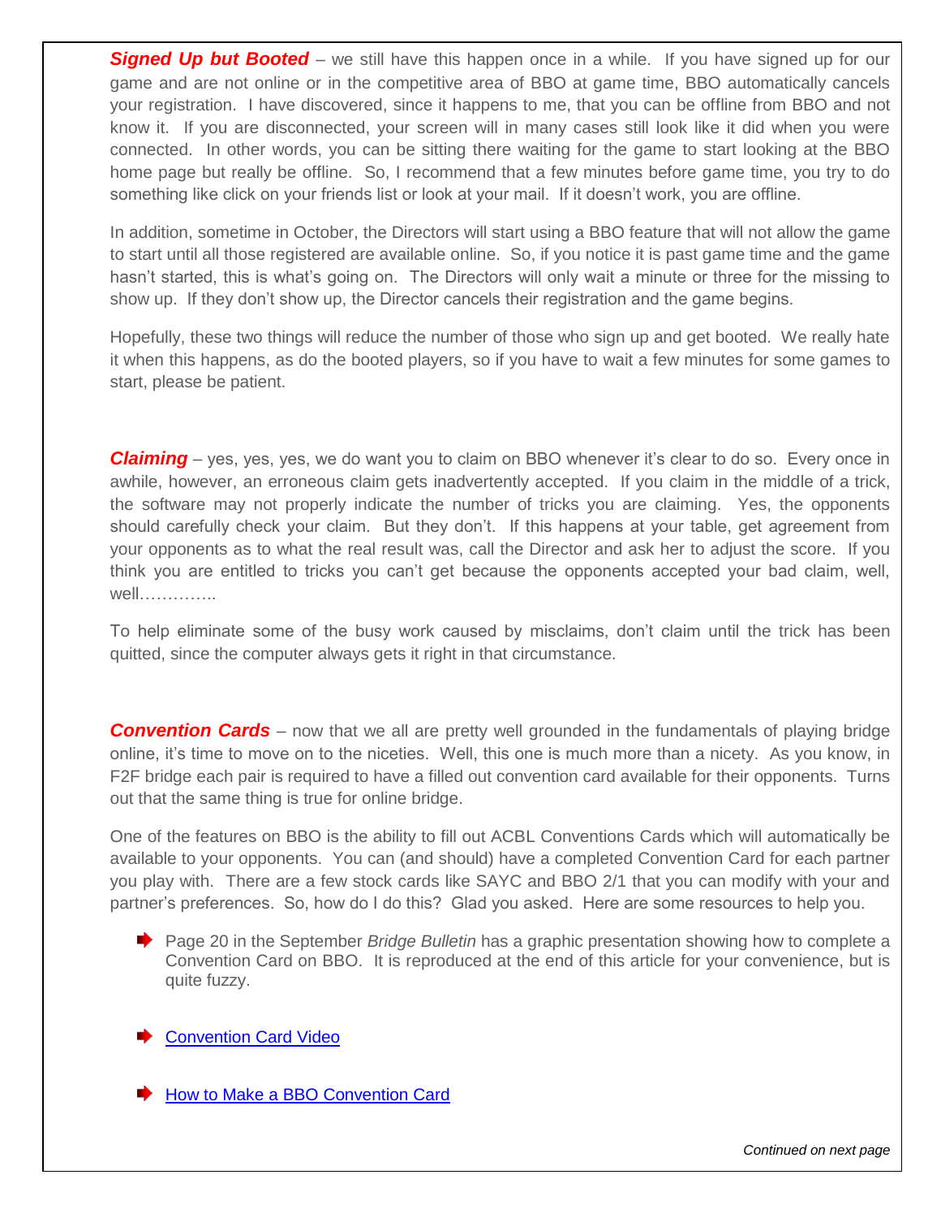***Signed Up but Booted*** – we still have this happen once in a while. If you have signed up for our game and are not online or in the competitive area of BBO at game time, BBO automatically cancels your registration. I have discovered, since it happens to me, that you can be offline from BBO and not know it. If you are disconnected, your screen will in many cases still look like it did when you were connected. In other words, you can be sitting there waiting for the game to start looking at the BBO home page but really be offline. So, I recommend that a few minutes before game time, you try to do something like click on your friends list or look at your mail. If it doesn't work, you are offline.

In addition, sometime in October, the Directors will start using a BBO feature that will not allow the game to start until all those registered are available online. So, if you notice it is past game time and the game hasn't started, this is what's going on. The Directors will only wait a minute or three for the missing to show up. If they don't show up, the Director cancels their registration and the game begins.

Hopefully, these two things will reduce the number of those who sign up and get booted. We really hate it when this happens, as do the booted players, so if you have to wait a few minutes for some games to start, please be patient.

***Claiming*** – yes, yes, yes, we do want you to claim on BBO whenever it's clear to do so. Every once in awhile, however, an erroneous claim gets inadvertently accepted. If you claim in the middle of a trick, the software may not properly indicate the number of tricks you are claiming. Yes, the opponents should carefully check your claim. But they don't. If this happens at your table, get agreement from your opponents as to what the real result was, call the Director and ask her to adjust the score. If you think you are entitled to tricks you can't get because the opponents accepted your bad claim, well, well…………..

To help eliminate some of the busy work caused by misclaims, don't claim until the trick has been quitted, since the computer always gets it right in that circumstance.

***Convention Cards*** – now that we all are pretty well grounded in the fundamentals of playing bridge online, it's time to move on to the niceties. Well, this one is much more than a nicety. As you know, in F2F bridge each pair is required to have a filled out convention card available for their opponents. Turns out that the same thing is true for online bridge.

One of the features on BBO is the ability to fill out ACBL Conventions Cards which will automatically be available to your opponents. You can (and should) have a completed Convention Card for each partner you play with. There are a few stock cards like SAYC and BBO 2/1 that you can modify with your and partner's preferences. So, how do I do this? Glad you asked. Here are some resources to help you.

- Page 20 in the September *Bridge Bulletin* has a graphic presentation showing how to complete a Convention Card on BBO. It is reproduced at the end of this article for your convenience, but is quite fuzzy.

- Convention Card Video

- How to Make a BBO Convention Card

*Continued on next page*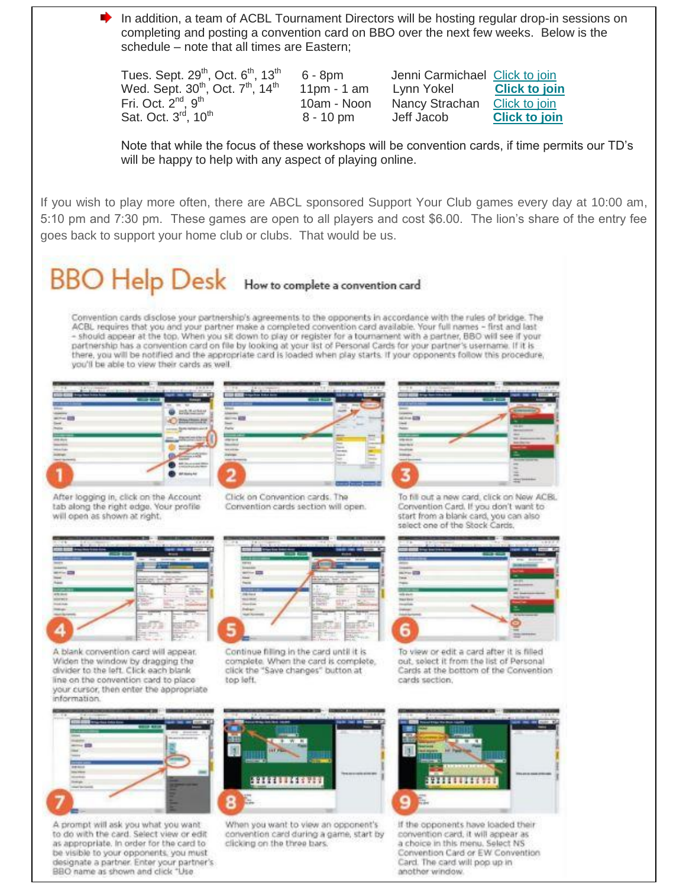➡ In addition, a team of ACBL Tournament Directors will be hosting regular drop-in sessions on completing and posting a convention card on BBO over the next few weeks. Below is the schedule – note that all times are Eastern;

| | | | |
|---|---|---|---|
| Tues. Sept. 29th, Oct. 6th, 13th | 6 - 8pm | Jenni Carmichael | Click to join |
| Wed. Sept. 30th, Oct. 7th, 14th | 11pm - 1 am | Lynn Yokel | **Click to join** |
| Fri. Oct. 2nd, 9th | 10am - Noon | Nancy Strachan | Click to join |
| Sat. Oct. 3rd, 10th | 8 - 10 pm | Jeff Jacob | **Click to join** |

Note that while the focus of these workshops will be convention cards, if time permits our TD's will be happy to help with any aspect of playing online.

If you wish to play more often, there are ABCL sponsored Support Your Club games every day at 10:00 am, 5:10 pm and 7:30 pm. These games are open to all players and cost $6.00. The lion's share of the entry fee goes back to support your home club or clubs. That would be us.

# BBO Help Desk

## How to complete a convention card

Convention cards disclose your partnership's agreements to the opponents in accordance with the rules of bridge. The ACBL requires that you and your partner make a completed convention card available. Your full names – first and last – should appear at the top. When you sit down to play or register for a tournament with a partner, BBO will see if your partnership has a convention card on file by looking at your list of Personal Cards for your partner's username. If it is there, you will be notified and the appropriate card is loaded when play starts. If your opponents follow this procedure, you'll be able to view their cards as well.

1. After logging in, click on the Account tab along the right edge. Your profile will open as shown at right.

2. Click on Convention cards. The Convention cards section will open.

3. To fill out a new card, click on New ACBL Convention Card. If you don't want to start from a blank card, you can also select one of the Stock Cards.

4. A blank convention card will appear. Widen the window by dragging the divider to the left. Click each blank line on the convention card to place your cursor, then enter the appropriate information.

5. Continue filling in the card until it is complete. When the card is complete, click the "Save changes" button at top left.

6. To view or edit a card after it is filled out, select it from the list of Personal Cards at the bottom of the Convention cards section.

7. A prompt will ask you what you want to do with the card. Select view or edit as appropriate. In order for the card to be visible to your opponents, you must designate a partner. Enter your partner's BBO name as shown and click "Use

8. When you want to view an opponent's convention card during a game, start by clicking on the three bars.

9. If the opponents have loaded their convention card, it will appear as a choice in this menu. Select NS Convention Card or EW Convention Card. The card will pop up in another window.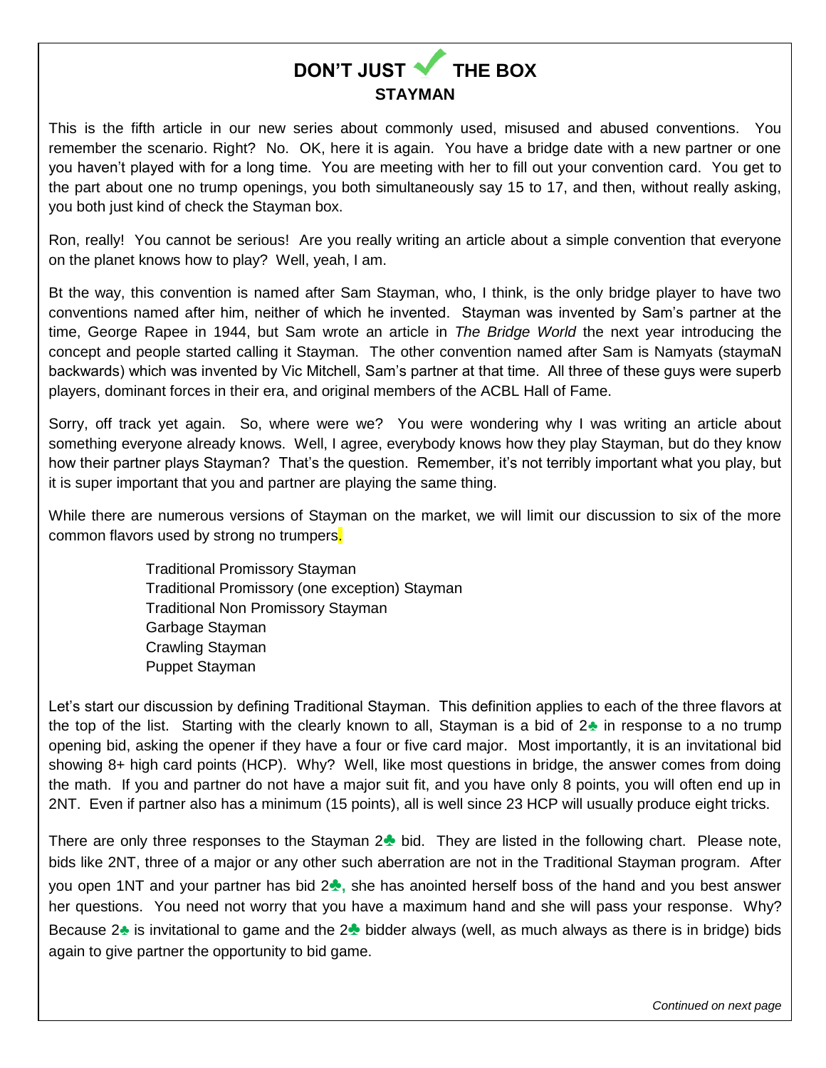# DON'T JUST ✓ THE BOX

## STAYMAN

This is the fifth article in our new series about commonly used, misused and abused conventions. You remember the scenario. Right? No. OK, here it is again. You have a bridge date with a new partner or one you haven't played with for a long time. You are meeting with her to fill out your convention card. You get to the part about one no trump openings, you both simultaneously say 15 to 17, and then, without really asking, you both just kind of check the Stayman box.

Ron, really! You cannot be serious! Are you really writing an article about a simple convention that everyone on the planet knows how to play? Well, yeah, I am.

Bt the way, this convention is named after Sam Stayman, who, I think, is the only bridge player to have two conventions named after him, neither of which he invented. Stayman was invented by Sam's partner at the time, George Rapee in 1944, but Sam wrote an article in *The Bridge World* the next year introducing the concept and people started calling it Stayman. The other convention named after Sam is Namyats (staymaN backwards) which was invented by Vic Mitchell, Sam's partner at that time. All three of these guys were superb players, dominant forces in their era, and original members of the ACBL Hall of Fame.

Sorry, off track yet again. So, where were we? You were wondering why I was writing an article about something everyone already knows. Well, I agree, everybody knows how they play Stayman, but do they know how their partner plays Stayman? That's the question. Remember, it's not terribly important what you play, but it is super important that you and partner are playing the same thing.

While there are numerous versions of Stayman on the market, we will limit our discussion to six of the more common flavors used by strong no trumpers.

- Traditional Promissory Stayman
- Traditional Promissory (one exception) Stayman
- Traditional Non Promissory Stayman
- Garbage Stayman
- Crawling Stayman
- Puppet Stayman

Let's start our discussion by defining Traditional Stayman. This definition applies to each of the three flavors at the top of the list. Starting with the clearly known to all, Stayman is a bid of 2♣ in response to a no trump opening bid, asking the opener if they have a four or five card major. Most importantly, it is an invitational bid showing 8+ high card points (HCP). Why? Well, like most questions in bridge, the answer comes from doing the math. If you and partner do not have a major suit fit, and you have only 8 points, you will often end up in 2NT. Even if partner also has a minimum (15 points), all is well since 23 HCP will usually produce eight tricks.

There are only three responses to the Stayman 2♣ bid. They are listed in the following chart. Please note, bids like 2NT, three of a major or any other such aberration are not in the Traditional Stayman program. After you open 1NT and your partner has bid 2♣, she has anointed herself boss of the hand and you best answer her questions. You need not worry that you have a maximum hand and she will pass your response. Why? Because 2♣ is invitational to game and the 2♣ bidder always (well, as much always as there is in bridge) bids again to give partner the opportunity to bid game.

*Continued on next page*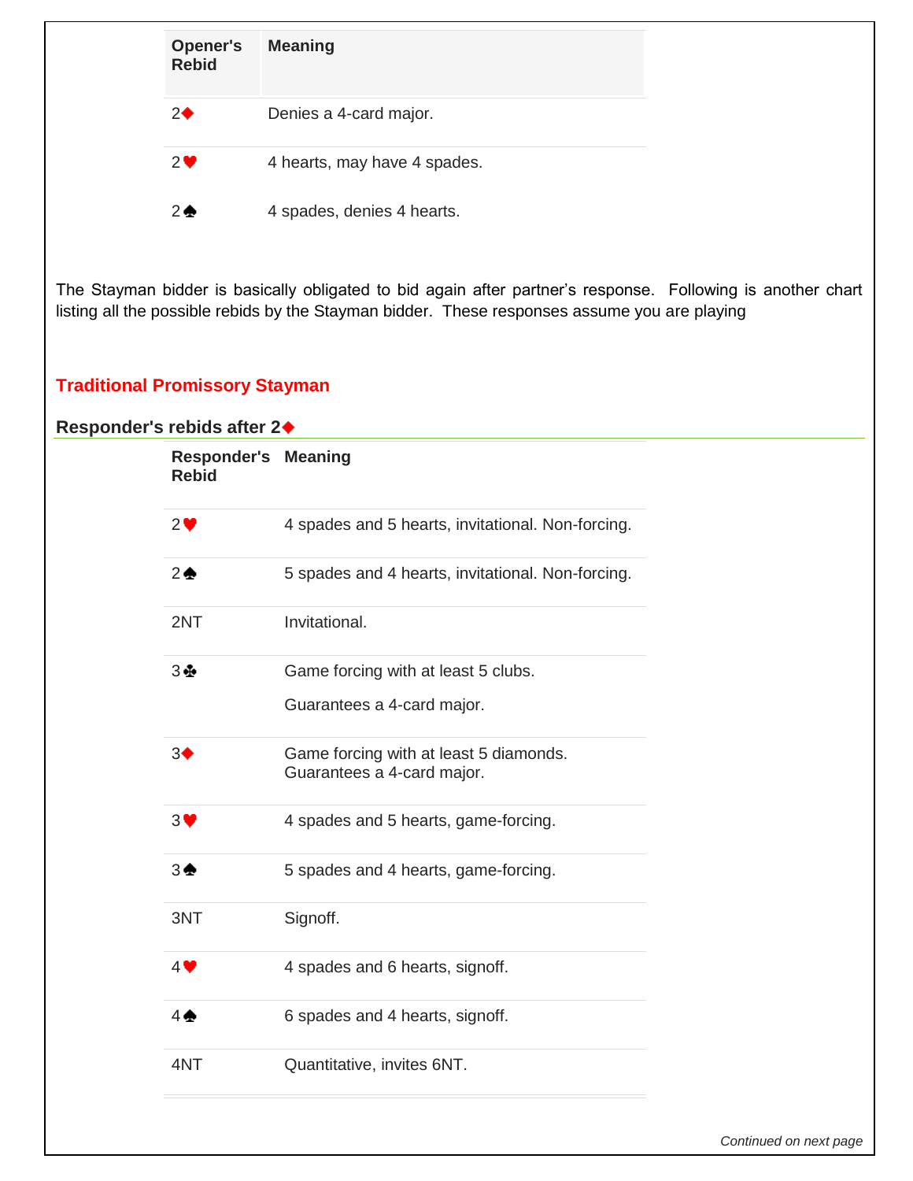| Opener's Rebid | Meaning |
|---|---|
| 2♦ | Denies a 4-card major. |
| 2♥ | 4 hearts, may have 4 spades. |
| 2♠ | 4 spades, denies 4 hearts. |

The Stayman bidder is basically obligated to bid again after partner's response. Following is another chart listing all the possible rebids by the Stayman bidder. These responses assume you are playing

## Traditional Promissory Stayman

### Responder's rebids after 2♦

| Responder's Rebid | Meaning |
|---|---|
| 2♥ | 4 spades and 5 hearts, invitational. Non-forcing. |
| 2♠ | 5 spades and 4 hearts, invitational. Non-forcing. |
| 2NT | Invitational. |
| 3♣ | Game forcing with at least 5 clubs.<br>Guarantees a 4-card major. |
| 3♦ | Game forcing with at least 5 diamonds. Guarantees a 4-card major. |
| 3♥ | 4 spades and 5 hearts, game-forcing. |
| 3♠ | 5 spades and 4 hearts, game-forcing. |
| 3NT | Signoff. |
| 4♥ | 4 spades and 6 hearts, signoff. |
| 4♠ | 6 spades and 4 hearts, signoff. |
| 4NT | Quantitative, invites 6NT. |

*Continued on next page*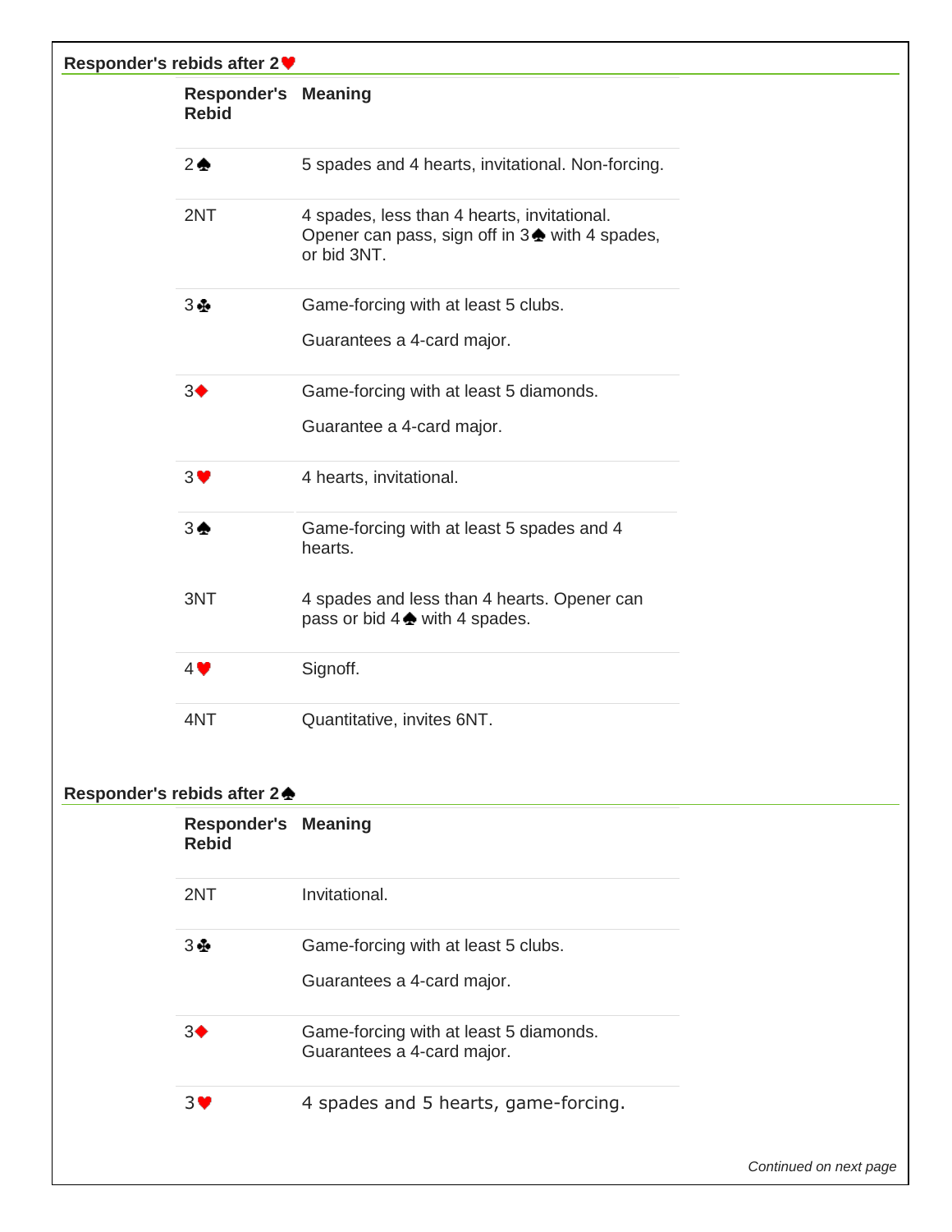### Responder's rebids after 2♥

| Responder's Rebid | Meaning |
|---|---|
| 2♠ | 5 spades and 4 hearts, invitational. Non-forcing. |
| 2NT | 4 spades, less than 4 hearts, invitational. Opener can pass, sign off in 3♠ with 4 spades, or bid 3NT. |
| 3♣ | Game-forcing with at least 5 clubs.<br><br>Guarantees a 4-card major. |
| 3♦ | Game-forcing with at least 5 diamonds.<br><br>Guarantee a 4-card major. |
| 3♥ | 4 hearts, invitational. |
| 3♠ | Game-forcing with at least 5 spades and 4 hearts. |
| 3NT | 4 spades and less than 4 hearts. Opener can pass or bid 4♠ with 4 spades. |
| 4♥ | Signoff. |
| 4NT | Quantitative, invites 6NT. |

### Responder's rebids after 2♠

| Responder's Rebid | Meaning |
|---|---|
| 2NT | Invitational. |
| 3♣ | Game-forcing with at least 5 clubs.<br><br>Guarantees a 4-card major. |
| 3♦ | Game-forcing with at least 5 diamonds. Guarantees a 4-card major. |
| 3♥ | 4 spades and 5 hearts, game-forcing. |

*Continued on next page*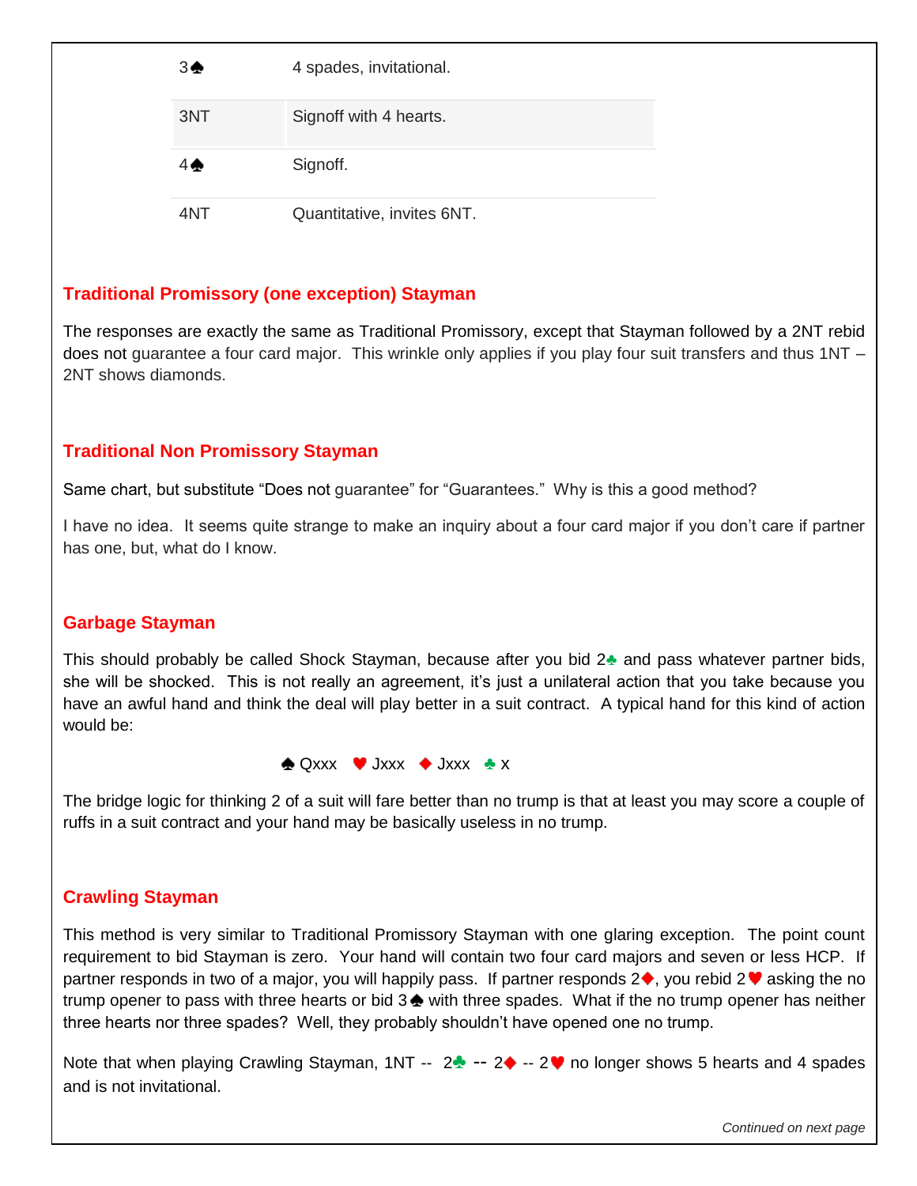| | |
|---|---|
| 3♠ | 4 spades, invitational. |
| 3NT | Signoff with 4 hearts. |
| 4♠ | Signoff. |
| 4NT | Quantitative, invites 6NT. |

## Traditional Promissory (one exception) Stayman

The responses are exactly the same as Traditional Promissory, except that Stayman followed by a 2NT rebid does not guarantee a four card major. This wrinkle only applies if you play four suit transfers and thus 1NT – 2NT shows diamonds.

## Traditional Non Promissory Stayman

Same chart, but substitute "Does not guarantee" for "Guarantees." Why is this a good method?

I have no idea. It seems quite strange to make an inquiry about a four card major if you don't care if partner has one, but, what do I know.

## Garbage Stayman

This should probably be called Shock Stayman, because after you bid 2♣ and pass whatever partner bids, she will be shocked. This is not really an agreement, it's just a unilateral action that you take because you have an awful hand and think the deal will play better in a suit contract. A typical hand for this kind of action would be:

♠ Qxxx ♥ Jxxx ♦ Jxxx ♣ x

The bridge logic for thinking 2 of a suit will fare better than no trump is that at least you may score a couple of ruffs in a suit contract and your hand may be basically useless in no trump.

## Crawling Stayman

This method is very similar to Traditional Promissory Stayman with one glaring exception. The point count requirement to bid Stayman is zero. Your hand will contain two four card majors and seven or less HCP. If partner responds in two of a major, you will happily pass. If partner responds 2♦, you rebid 2♥ asking the no trump opener to pass with three hearts or bid 3♠ with three spades. What if the no trump opener has neither three hearts nor three spades? Well, they probably shouldn't have opened one no trump.

Note that when playing Crawling Stayman, 1NT -- 2♣ -- 2♦ -- 2♥ no longer shows 5 hearts and 4 spades and is not invitational.

*Continued on next page*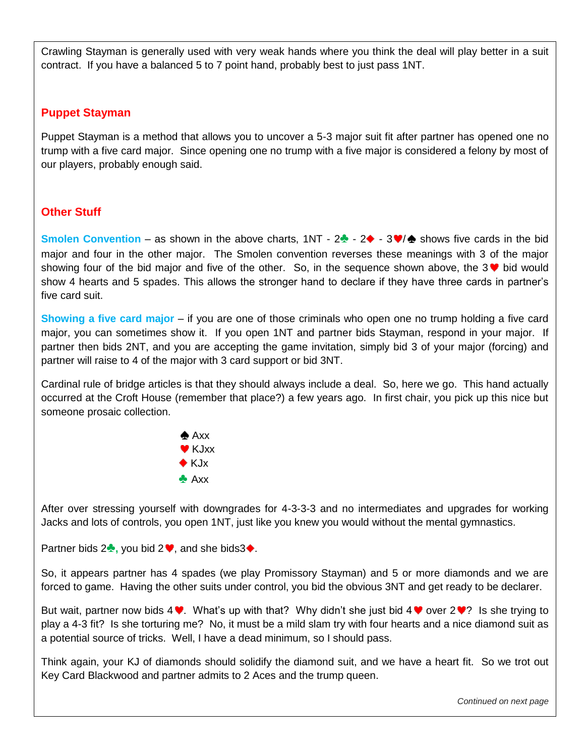Crawling Stayman is generally used with very weak hands where you think the deal will play better in a suit contract. If you have a balanced 5 to 7 point hand, probably best to just pass 1NT.

## Puppet Stayman

Puppet Stayman is a method that allows you to uncover a 5-3 major suit fit after partner has opened one no trump with a five card major. Since opening one no trump with a five major is considered a felony by most of our players, probably enough said.

## Other Stuff

**Smolen Convention** – as shown in the above charts, 1NT - 2♣ - 2♦ - 3♥/♠ shows five cards in the bid major and four in the other major. The Smolen convention reverses these meanings with 3 of the major showing four of the bid major and five of the other. So, in the sequence shown above, the 3♥ bid would show 4 hearts and 5 spades. This allows the stronger hand to declare if they have three cards in partner's five card suit.

**Showing a five card major** – if you are one of those criminals who open one no trump holding a five card major, you can sometimes show it. If you open 1NT and partner bids Stayman, respond in your major. If partner then bids 2NT, and you are accepting the game invitation, simply bid 3 of your major (forcing) and partner will raise to 4 of the major with 3 card support or bid 3NT.

Cardinal rule of bridge articles is that they should always include a deal. So, here we go. This hand actually occurred at the Croft House (remember that place?) a few years ago. In first chair, you pick up this nice but someone prosaic collection.

♠ Axx
♥ KJxx
♦ KJx
♣ Axx

After over stressing yourself with downgrades for 4-3-3-3 and no intermediates and upgrades for working Jacks and lots of controls, you open 1NT, just like you knew you would without the mental gymnastics.

Partner bids 2♣, you bid 2♥, and she bids3♦.

So, it appears partner has 4 spades (we play Promissory Stayman) and 5 or more diamonds and we are forced to game. Having the other suits under control, you bid the obvious 3NT and get ready to be declarer.

But wait, partner now bids 4♥. What's up with that? Why didn't she just bid 4♥ over 2♥? Is she trying to play a 4-3 fit? Is she torturing me? No, it must be a mild slam try with four hearts and a nice diamond suit as a potential source of tricks. Well, I have a dead minimum, so I should pass.

Think again, your KJ of diamonds should solidify the diamond suit, and we have a heart fit. So we trot out Key Card Blackwood and partner admits to 2 Aces and the trump queen.

*Continued on next page*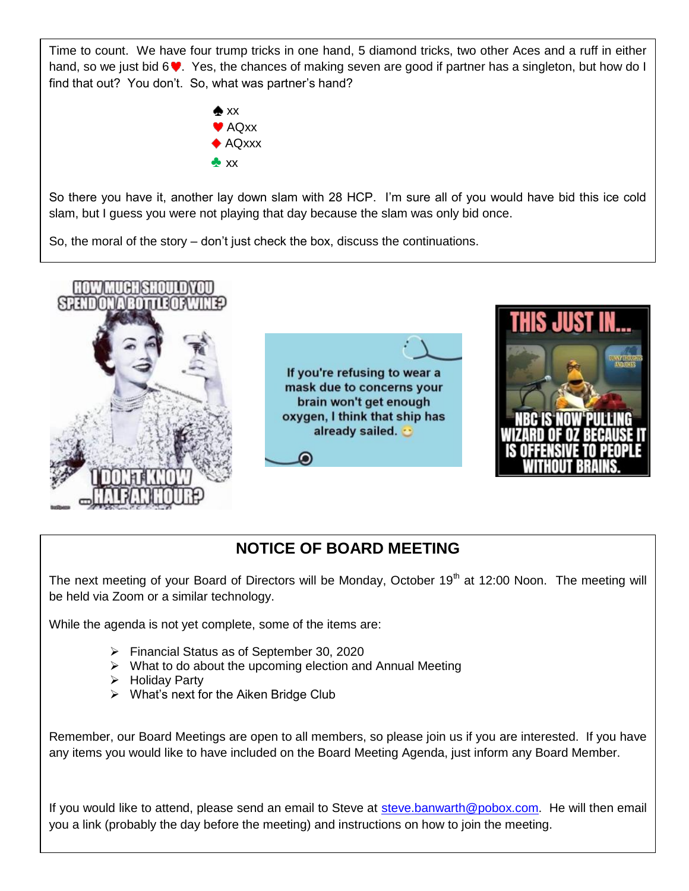Time to count. We have four trump tricks in one hand, 5 diamond tricks, two other Aces and a ruff in either hand, so we just bid 6♥. Yes, the chances of making seven are good if partner has a singleton, but how do I find that out? You don't. So, what was partner's hand?

♠ xx
♥ AQxx
♦ AQxxx
♣ xx

So there you have it, another lay down slam with 28 HCP. I'm sure all of you would have bid this ice cold slam, but I guess you were not playing that day because the slam was only bid once.

So, the moral of the story – don't just check the box, discuss the continuations.

HOW MUCH SHOULD YOU SPEND ON A BOTTLE OF WINE?

I DON'T KNOW ... HALF AN HOUR?

If you're refusing to wear a mask due to concerns your brain won't get enough oxygen, I think that ship has already sailed. 😊

THIS JUST IN...

NBC IS NOW PULLING WIZARD OF OZ BECAUSE IT IS OFFENSIVE TO PEOPLE WITHOUT BRAINS.

## NOTICE OF BOARD MEETING

The next meeting of your Board of Directors will be Monday, October 19th at 12:00 Noon. The meeting will be held via Zoom or a similar technology.

While the agenda is not yet complete, some of the items are:

- Financial Status as of September 30, 2020
- What to do about the upcoming election and Annual Meeting
- Holiday Party
- What's next for the Aiken Bridge Club

Remember, our Board Meetings are open to all members, so please join us if you are interested. If you have any items you would like to have included on the Board Meeting Agenda, just inform any Board Member.

If you would like to attend, please send an email to Steve at steve.banwarth@pobox.com. He will then email you a link (probably the day before the meeting) and instructions on how to join the meeting.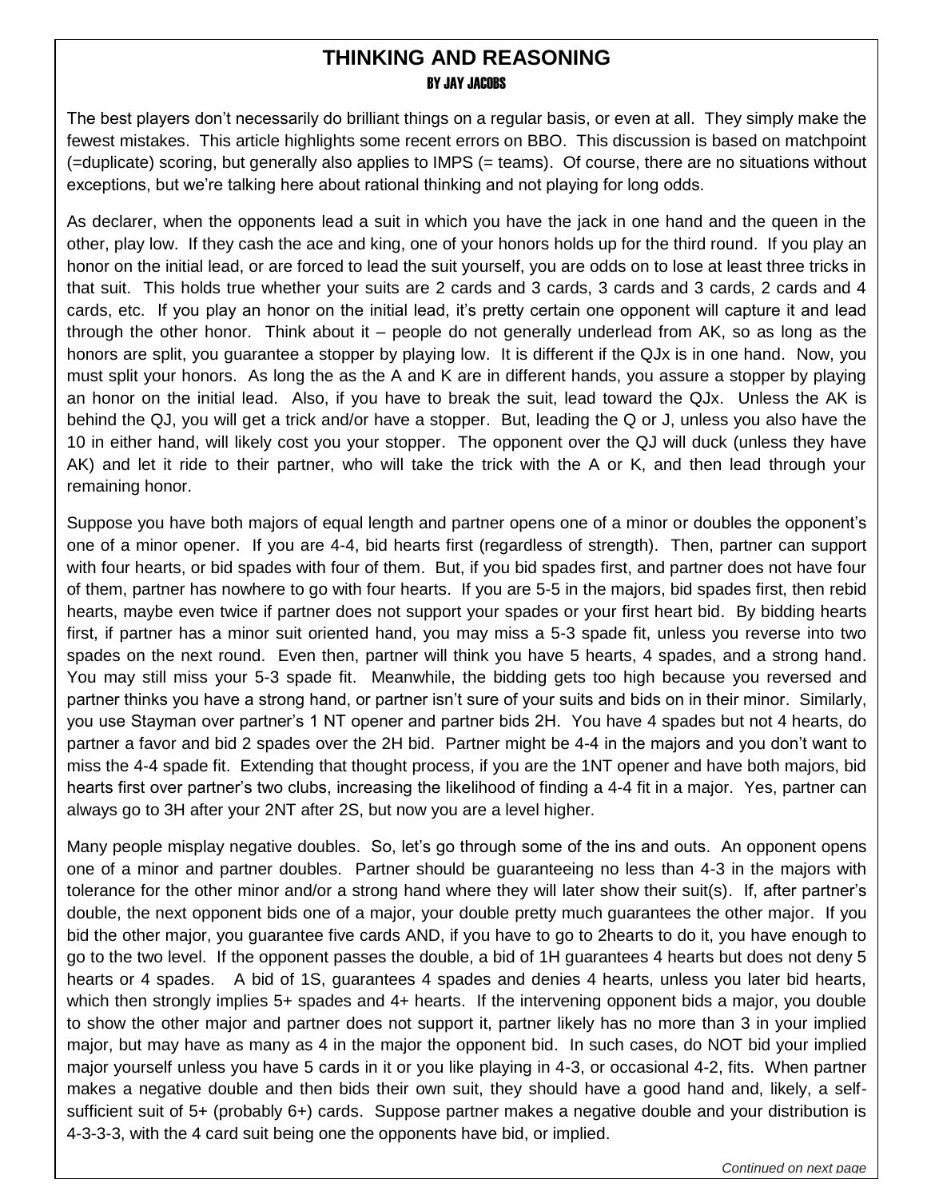## THINKING AND REASONING

### BY JAY JACOBS

The best players don't necessarily do brilliant things on a regular basis, or even at all. They simply make the fewest mistakes. This article highlights some recent errors on BBO. This discussion is based on matchpoint (=duplicate) scoring, but generally also applies to IMPS (= teams). Of course, there are no situations without exceptions, but we're talking here about rational thinking and not playing for long odds.

As declarer, when the opponents lead a suit in which you have the jack in one hand and the queen in the other, play low. If they cash the ace and king, one of your honors holds up for the third round. If you play an honor on the initial lead, or are forced to lead the suit yourself, you are odds on to lose at least three tricks in that suit. This holds true whether your suits are 2 cards and 3 cards, 3 cards and 3 cards, 2 cards and 4 cards, etc. If you play an honor on the initial lead, it's pretty certain one opponent will capture it and lead through the other honor. Think about it – people do not generally underlead from AK, so as long as the honors are split, you guarantee a stopper by playing low. It is different if the QJx is in one hand. Now, you must split your honors. As long the as the A and K are in different hands, you assure a stopper by playing an honor on the initial lead. Also, if you have to break the suit, lead toward the QJx. Unless the AK is behind the QJ, you will get a trick and/or have a stopper. But, leading the Q or J, unless you also have the 10 in either hand, will likely cost you your stopper. The opponent over the QJ will duck (unless they have AK) and let it ride to their partner, who will take the trick with the A or K, and then lead through your remaining honor.

Suppose you have both majors of equal length and partner opens one of a minor or doubles the opponent's one of a minor opener. If you are 4-4, bid hearts first (regardless of strength). Then, partner can support with four hearts, or bid spades with four of them. But, if you bid spades first, and partner does not have four of them, partner has nowhere to go with four hearts. If you are 5-5 in the majors, bid spades first, then rebid hearts, maybe even twice if partner does not support your spades or your first heart bid. By bidding hearts first, if partner has a minor suit oriented hand, you may miss a 5-3 spade fit, unless you reverse into two spades on the next round. Even then, partner will think you have 5 hearts, 4 spades, and a strong hand. You may still miss your 5-3 spade fit. Meanwhile, the bidding gets too high because you reversed and partner thinks you have a strong hand, or partner isn't sure of your suits and bids on in their minor. Similarly, you use Stayman over partner's 1 NT opener and partner bids 2H. You have 4 spades but not 4 hearts, do partner a favor and bid 2 spades over the 2H bid. Partner might be 4-4 in the majors and you don't want to miss the 4-4 spade fit. Extending that thought process, if you are the 1NT opener and have both majors, bid hearts first over partner's two clubs, increasing the likelihood of finding a 4-4 fit in a major. Yes, partner can always go to 3H after your 2NT after 2S, but now you are a level higher.

Many people misplay negative doubles. So, let's go through some of the ins and outs. An opponent opens one of a minor and partner doubles. Partner should be guaranteeing no less than 4-3 in the majors with tolerance for the other minor and/or a strong hand where they will later show their suit(s). If, after partner's double, the next opponent bids one of a major, your double pretty much guarantees the other major. If you bid the other major, you guarantee five cards AND, if you have to go to 2hearts to do it, you have enough to go to the two level. If the opponent passes the double, a bid of 1H guarantees 4 hearts but does not deny 5 hearts or 4 spades. A bid of 1S, guarantees 4 spades and denies 4 hearts, unless you later bid hearts, which then strongly implies 5+ spades and 4+ hearts. If the intervening opponent bids a major, you double to show the other major and partner does not support it, partner likely has no more than 3 in your implied major, but may have as many as 4 in the major the opponent bid. In such cases, do NOT bid your implied major yourself unless you have 5 cards in it or you like playing in 4-3, or occasional 4-2, fits. When partner makes a negative double and then bids their own suit, they should have a good hand and, likely, a self-sufficient suit of 5+ (probably 6+) cards. Suppose partner makes a negative double and your distribution is 4-3-3-3, with the 4 card suit being one the opponents have bid, or implied.

*Continued on next page*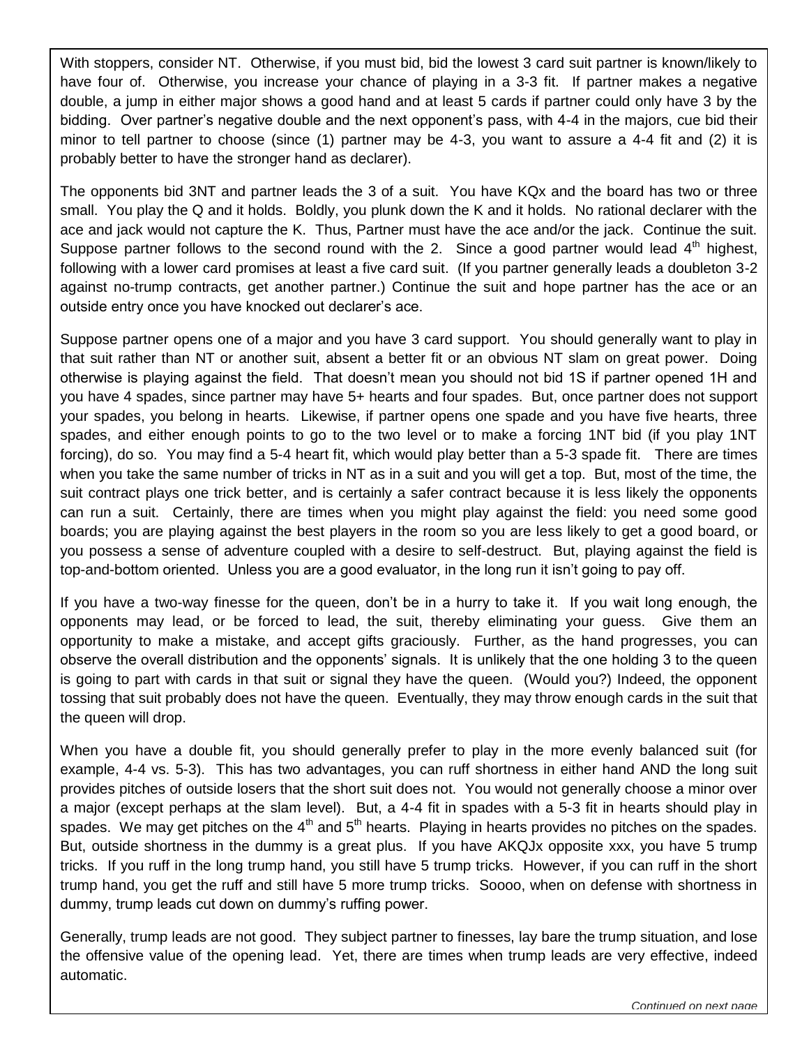With stoppers, consider NT. Otherwise, if you must bid, bid the lowest 3 card suit partner is known/likely to have four of. Otherwise, you increase your chance of playing in a 3-3 fit. If partner makes a negative double, a jump in either major shows a good hand and at least 5 cards if partner could only have 3 by the bidding. Over partner's negative double and the next opponent's pass, with 4-4 in the majors, cue bid their minor to tell partner to choose (since (1) partner may be 4-3, you want to assure a 4-4 fit and (2) it is probably better to have the stronger hand as declarer).

The opponents bid 3NT and partner leads the 3 of a suit. You have KQx and the board has two or three small. You play the Q and it holds. Boldly, you plunk down the K and it holds. No rational declarer with the ace and jack would not capture the K. Thus, Partner must have the ace and/or the jack. Continue the suit. Suppose partner follows to the second round with the 2. Since a good partner would lead 4th highest, following with a lower card promises at least a five card suit. (If you partner generally leads a doubleton 3-2 against no-trump contracts, get another partner.) Continue the suit and hope partner has the ace or an outside entry once you have knocked out declarer's ace.

Suppose partner opens one of a major and you have 3 card support. You should generally want to play in that suit rather than NT or another suit, absent a better fit or an obvious NT slam on great power. Doing otherwise is playing against the field. That doesn't mean you should not bid 1S if partner opened 1H and you have 4 spades, since partner may have 5+ hearts and four spades. But, once partner does not support your spades, you belong in hearts. Likewise, if partner opens one spade and you have five hearts, three spades, and either enough points to go to the two level or to make a forcing 1NT bid (if you play 1NT forcing), do so. You may find a 5-4 heart fit, which would play better than a 5-3 spade fit. There are times when you take the same number of tricks in NT as in a suit and you will get a top. But, most of the time, the suit contract plays one trick better, and is certainly a safer contract because it is less likely the opponents can run a suit. Certainly, there are times when you might play against the field: you need some good boards; you are playing against the best players in the room so you are less likely to get a good board, or you possess a sense of adventure coupled with a desire to self-destruct. But, playing against the field is top-and-bottom oriented. Unless you are a good evaluator, in the long run it isn't going to pay off.

If you have a two-way finesse for the queen, don't be in a hurry to take it. If you wait long enough, the opponents may lead, or be forced to lead, the suit, thereby eliminating your guess. Give them an opportunity to make a mistake, and accept gifts graciously. Further, as the hand progresses, you can observe the overall distribution and the opponents' signals. It is unlikely that the one holding 3 to the queen is going to part with cards in that suit or signal they have the queen. (Would you?) Indeed, the opponent tossing that suit probably does not have the queen. Eventually, they may throw enough cards in the suit that the queen will drop.

When you have a double fit, you should generally prefer to play in the more evenly balanced suit (for example, 4-4 vs. 5-3). This has two advantages, you can ruff shortness in either hand AND the long suit provides pitches of outside losers that the short suit does not. You would not generally choose a minor over a major (except perhaps at the slam level). But, a 4-4 fit in spades with a 5-3 fit in hearts should play in spades. We may get pitches on the 4th and 5th hearts. Playing in hearts provides no pitches on the spades. But, outside shortness in the dummy is a great plus. If you have AKQJx opposite xxx, you have 5 trump tricks. If you ruff in the long trump hand, you still have 5 trump tricks. However, if you can ruff in the short trump hand, you get the ruff and still have 5 more trump tricks. Soooo, when on defense with shortness in dummy, trump leads cut down on dummy's ruffing power.

Generally, trump leads are not good. They subject partner to finesses, lay bare the trump situation, and lose the offensive value of the opening lead. Yet, there are times when trump leads are very effective, indeed automatic.

*Continued on next page*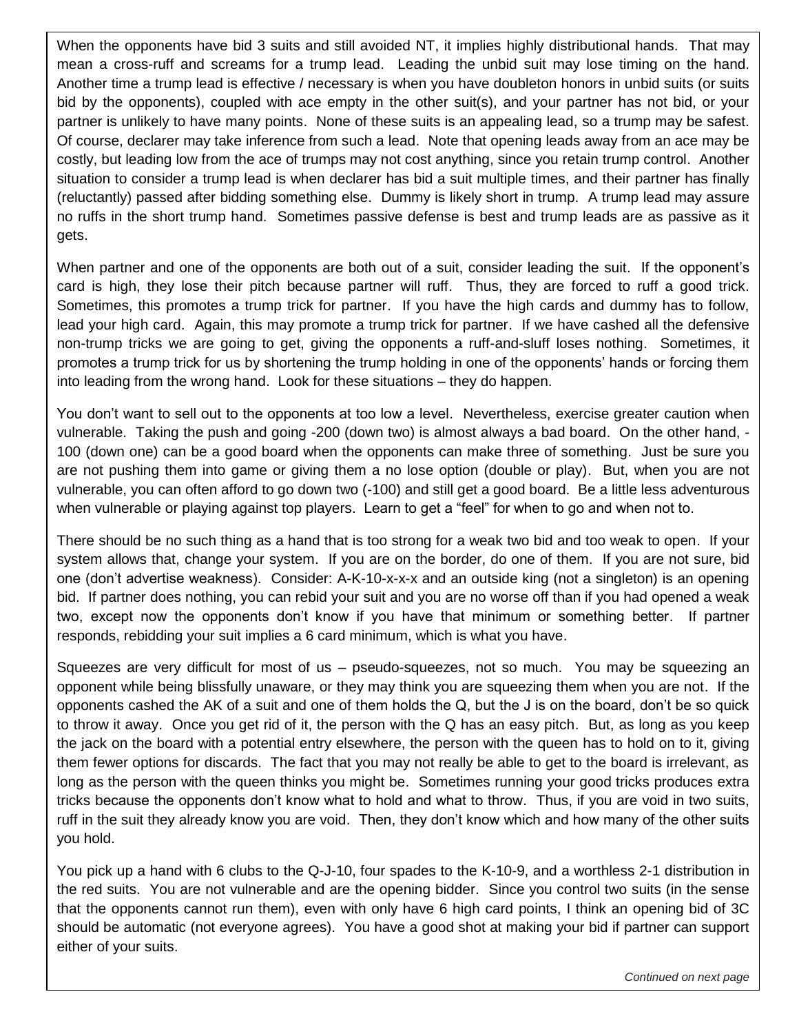When the opponents have bid 3 suits and still avoided NT, it implies highly distributional hands. That may mean a cross-ruff and screams for a trump lead. Leading the unbid suit may lose timing on the hand. Another time a trump lead is effective / necessary is when you have doubleton honors in unbid suits (or suits bid by the opponents), coupled with ace empty in the other suit(s), and your partner has not bid, or your partner is unlikely to have many points. None of these suits is an appealing lead, so a trump may be safest. Of course, declarer may take inference from such a lead. Note that opening leads away from an ace may be costly, but leading low from the ace of trumps may not cost anything, since you retain trump control. Another situation to consider a trump lead is when declarer has bid a suit multiple times, and their partner has finally (reluctantly) passed after bidding something else. Dummy is likely short in trump. A trump lead may assure no ruffs in the short trump hand. Sometimes passive defense is best and trump leads are as passive as it gets.

When partner and one of the opponents are both out of a suit, consider leading the suit. If the opponent's card is high, they lose their pitch because partner will ruff. Thus, they are forced to ruff a good trick. Sometimes, this promotes a trump trick for partner. If you have the high cards and dummy has to follow, lead your high card. Again, this may promote a trump trick for partner. If we have cashed all the defensive non-trump tricks we are going to get, giving the opponents a ruff-and-sluff loses nothing. Sometimes, it promotes a trump trick for us by shortening the trump holding in one of the opponents' hands or forcing them into leading from the wrong hand. Look for these situations – they do happen.

You don't want to sell out to the opponents at too low a level. Nevertheless, exercise greater caution when vulnerable. Taking the push and going -200 (down two) is almost always a bad board. On the other hand, -100 (down one) can be a good board when the opponents can make three of something. Just be sure you are not pushing them into game or giving them a no lose option (double or play). But, when you are not vulnerable, you can often afford to go down two (-100) and still get a good board. Be a little less adventurous when vulnerable or playing against top players. Learn to get a "feel" for when to go and when not to.

There should be no such thing as a hand that is too strong for a weak two bid and too weak to open. If your system allows that, change your system. If you are on the border, do one of them. If you are not sure, bid one (don't advertise weakness). Consider: A-K-10-x-x-x and an outside king (not a singleton) is an opening bid. If partner does nothing, you can rebid your suit and you are no worse off than if you had opened a weak two, except now the opponents don't know if you have that minimum or something better. If partner responds, rebidding your suit implies a 6 card minimum, which is what you have.

Squeezes are very difficult for most of us – pseudo-squeezes, not so much. You may be squeezing an opponent while being blissfully unaware, or they may think you are squeezing them when you are not. If the opponents cashed the AK of a suit and one of them holds the Q, but the J is on the board, don't be so quick to throw it away. Once you get rid of it, the person with the Q has an easy pitch. But, as long as you keep the jack on the board with a potential entry elsewhere, the person with the queen has to hold on to it, giving them fewer options for discards. The fact that you may not really be able to get to the board is irrelevant, as long as the person with the queen thinks you might be. Sometimes running your good tricks produces extra tricks because the opponents don't know what to hold and what to throw. Thus, if you are void in two suits, ruff in the suit they already know you are void. Then, they don't know which and how many of the other suits you hold.

You pick up a hand with 6 clubs to the Q-J-10, four spades to the K-10-9, and a worthless 2-1 distribution in the red suits. You are not vulnerable and are the opening bidder. Since you control two suits (in the sense that the opponents cannot run them), even with only have 6 high card points, I think an opening bid of 3C should be automatic (not everyone agrees). You have a good shot at making your bid if partner can support either of your suits.

*Continued on next page*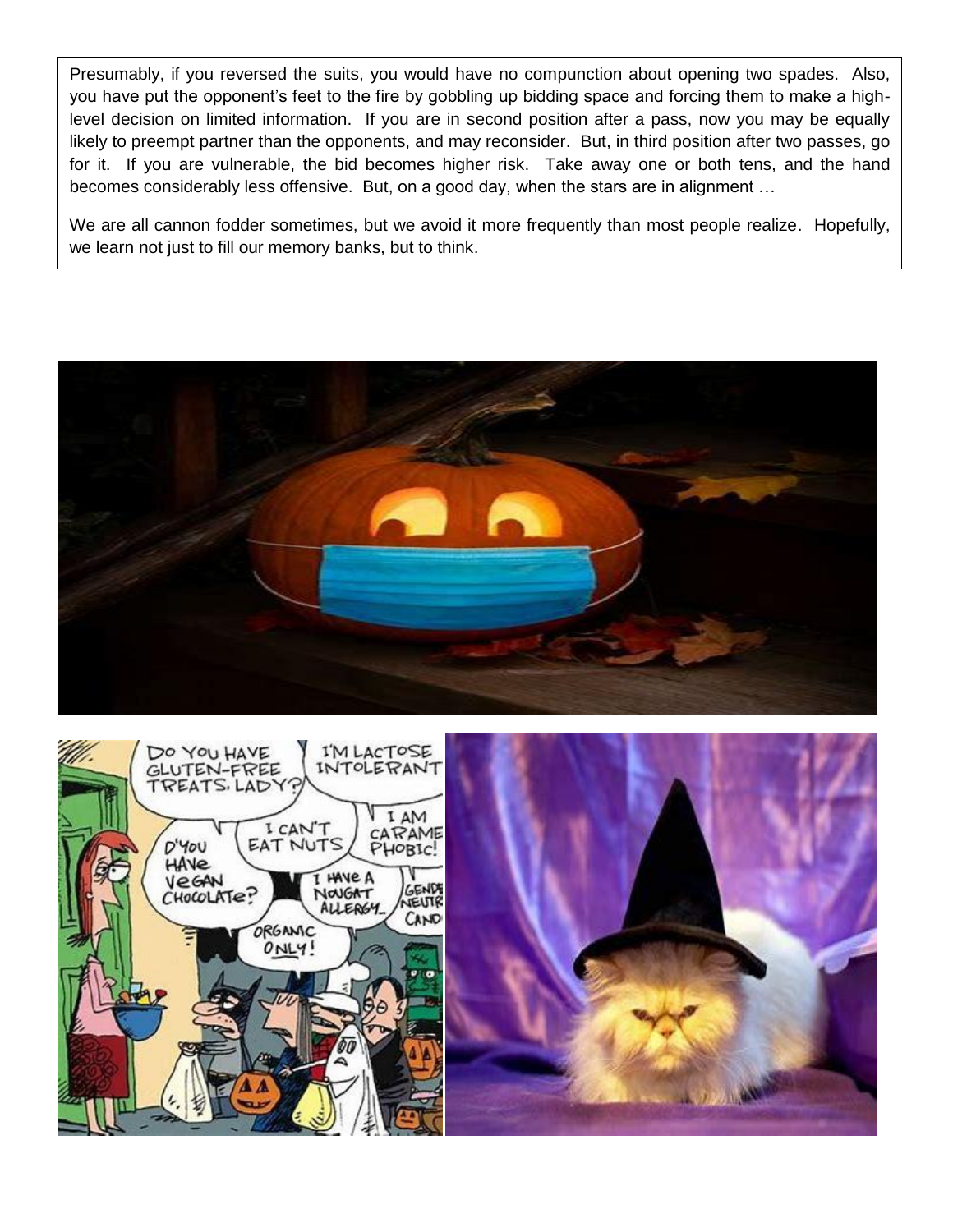Presumably, if you reversed the suits, you would have no compunction about opening two spades. Also, you have put the opponent's feet to the fire by gobbling up bidding space and forcing them to make a high-level decision on limited information. If you are in second position after a pass, now you may be equally likely to preempt partner than the opponents, and may reconsider. But, in third position after two passes, go for it. If you are vulnerable, the bid becomes higher risk. Take away one or both tens, and the hand becomes considerably less offensive. But, on a good day, when the stars are in alignment …

We are all cannon fodder sometimes, but we avoid it more frequently than most people realize. Hopefully, we learn not just to fill our memory banks, but to think.